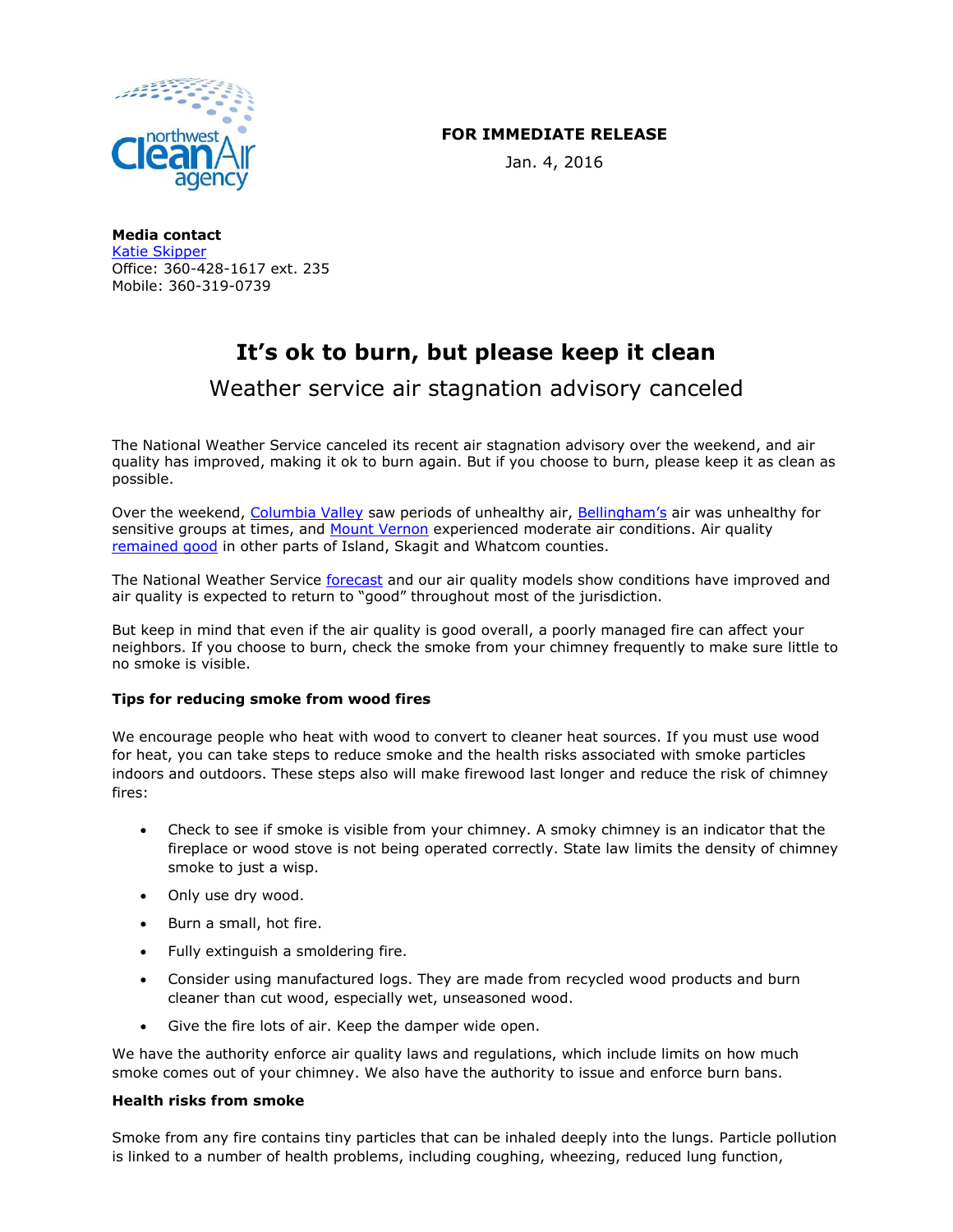**FOR IMMEDIATE RELEASE**

Jan. 4, 2016

**Media contact**
Katie Skipper
Office: 360-428-1617 ext. 235
Mobile: 360-319-0739

# It's ok to burn, but please keep it clean

## Weather service air stagnation advisory canceled

The National Weather Service canceled its recent air stagnation advisory over the weekend, and air quality has improved, making it ok to burn again. But if you choose to burn, please keep it as clean as possible.

Over the weekend, Columbia Valley saw periods of unhealthy air, Bellingham's air was unhealthy for sensitive groups at times, and Mount Vernon experienced moderate air conditions. Air quality remained good in other parts of Island, Skagit and Whatcom counties.

The National Weather Service forecast and our air quality models show conditions have improved and air quality is expected to return to "good" throughout most of the jurisdiction.

But keep in mind that even if the air quality is good overall, a poorly managed fire can affect your neighbors. If you choose to burn, check the smoke from your chimney frequently to make sure little to no smoke is visible.

**Tips for reducing smoke from wood fires**

We encourage people who heat with wood to convert to cleaner heat sources. If you must use wood for heat, you can take steps to reduce smoke and the health risks associated with smoke particles indoors and outdoors. These steps also will make firewood last longer and reduce the risk of chimney fires:

- Check to see if smoke is visible from your chimney. A smoky chimney is an indicator that the fireplace or wood stove is not being operated correctly. State law limits the density of chimney smoke to just a wisp.
- Only use dry wood.
- Burn a small, hot fire.
- Fully extinguish a smoldering fire.
- Consider using manufactured logs. They are made from recycled wood products and burn cleaner than cut wood, especially wet, unseasoned wood.
- Give the fire lots of air. Keep the damper wide open.

We have the authority enforce air quality laws and regulations, which include limits on how much smoke comes out of your chimney. We also have the authority to issue and enforce burn bans.

**Health risks from smoke**

Smoke from any fire contains tiny particles that can be inhaled deeply into the lungs. Particle pollution is linked to a number of health problems, including coughing, wheezing, reduced lung function,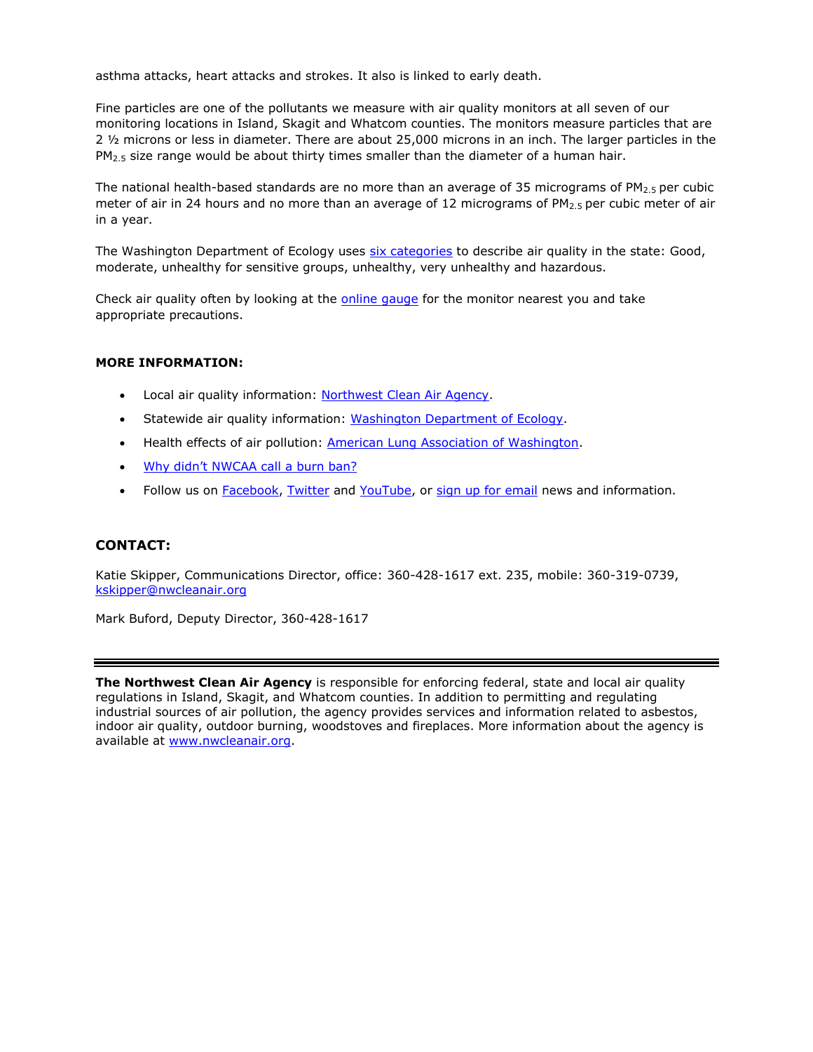asthma attacks, heart attacks and strokes. It also is linked to early death.

Fine particles are one of the pollutants we measure with air quality monitors at all seven of our monitoring locations in Island, Skagit and Whatcom counties. The monitors measure particles that are 2 ½ microns or less in diameter. There are about 25,000 microns in an inch. The larger particles in the $PM_{2.5}$ size range would be about thirty times smaller than the diameter of a human hair.

The national health-based standards are no more than an average of 35 micrograms of $PM_{2.5}$ per cubic meter of air in 24 hours and no more than an average of 12 micrograms of $PM_{2.5}$ per cubic meter of air in a year.

The Washington Department of Ecology uses six categories to describe air quality in the state: Good, moderate, unhealthy for sensitive groups, unhealthy, very unhealthy and hazardous.

Check air quality often by looking at the online gauge for the monitor nearest you and take appropriate precautions.

**MORE INFORMATION:**

- Local air quality information: Northwest Clean Air Agency.
- Statewide air quality information: Washington Department of Ecology.
- Health effects of air pollution: American Lung Association of Washington.
- Why didn't NWCAA call a burn ban?
- Follow us on Facebook, Twitter and YouTube, or sign up for email news and information.

## CONTACT:

Katie Skipper, Communications Director, office: 360-428-1617 ext. 235, mobile: 360-319-0739, kskipper@nwcleanair.org

Mark Buford, Deputy Director, 360-428-1617

---

**The Northwest Clean Air Agency** is responsible for enforcing federal, state and local air quality regulations in Island, Skagit, and Whatcom counties. In addition to permitting and regulating industrial sources of air pollution, the agency provides services and information related to asbestos, indoor air quality, outdoor burning, woodstoves and fireplaces. More information about the agency is available at www.nwcleanair.org.